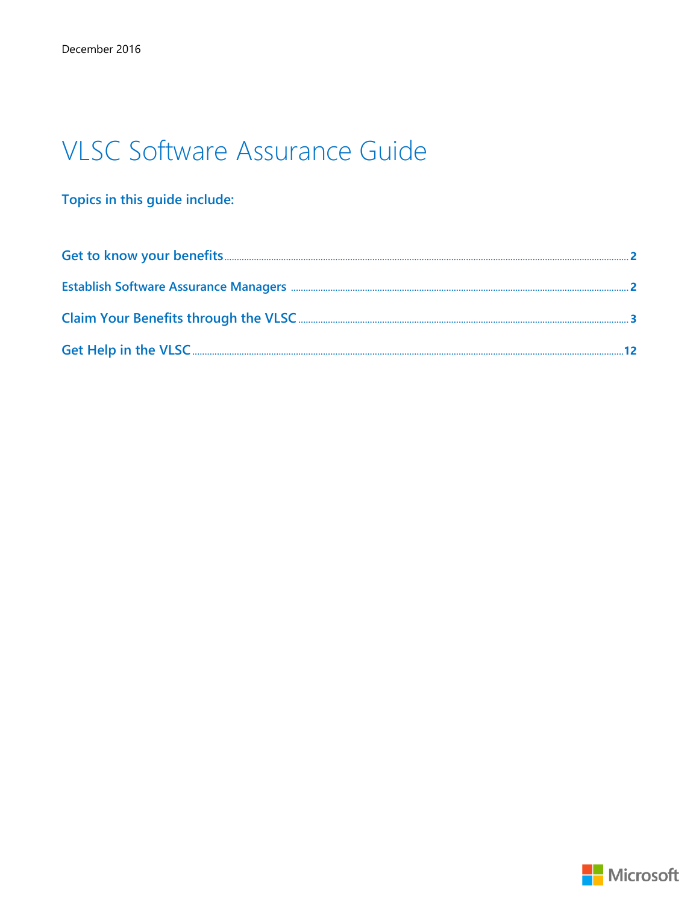December 2016

# VLSC Software Assurance Guide

**Topics in this guide include:**

**Get to know your benefits** ........ **2**

**Establish Software Assurance Managers** ........ **2**

**Claim Your Benefits through the VLSC** ........ **3**

**Get Help in the VLSC** ........ **12**

Microsoft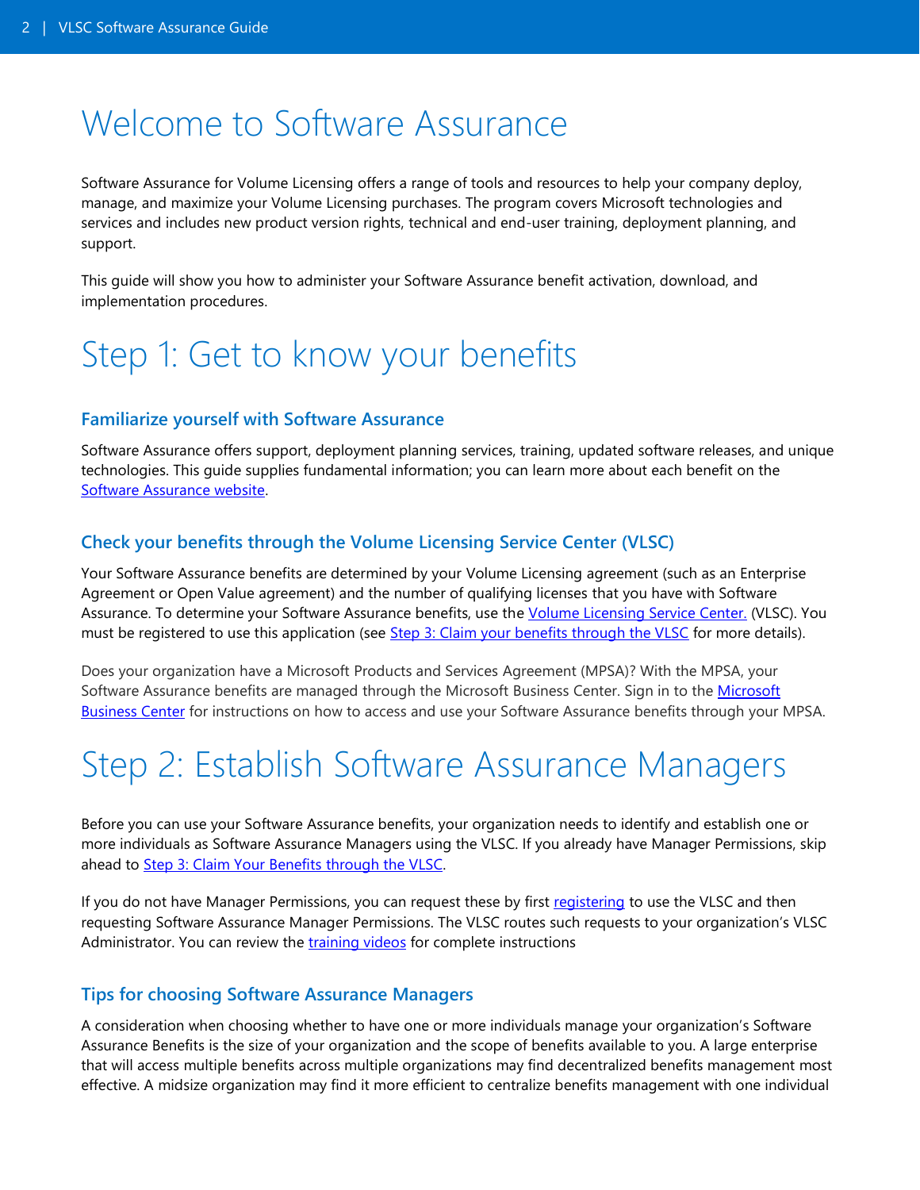# Welcome to Software Assurance

Software Assurance for Volume Licensing offers a range of tools and resources to help your company deploy, manage, and maximize your Volume Licensing purchases. The program covers Microsoft technologies and services and includes new product version rights, technical and end-user training, deployment planning, and support.

This guide will show you how to administer your Software Assurance benefit activation, download, and implementation procedures.

# Step 1: Get to know your benefits

### Familiarize yourself with Software Assurance

Software Assurance offers support, deployment planning services, training, updated software releases, and unique technologies. This guide supplies fundamental information; you can learn more about each benefit on the Software Assurance website.

### Check your benefits through the Volume Licensing Service Center (VLSC)

Your Software Assurance benefits are determined by your Volume Licensing agreement (such as an Enterprise Agreement or Open Value agreement) and the number of qualifying licenses that you have with Software Assurance. To determine your Software Assurance benefits, use the Volume Licensing Service Center. (VLSC). You must be registered to use this application (see Step 3: Claim your benefits through the VLSC for more details).

Does your organization have a Microsoft Products and Services Agreement (MPSA)? With the MPSA, your Software Assurance benefits are managed through the Microsoft Business Center. Sign in to the Microsoft Business Center for instructions on how to access and use your Software Assurance benefits through your MPSA.

# Step 2: Establish Software Assurance Managers

Before you can use your Software Assurance benefits, your organization needs to identify and establish one or more individuals as Software Assurance Managers using the VLSC. If you already have Manager Permissions, skip ahead to Step 3: Claim Your Benefits through the VLSC.

If you do not have Manager Permissions, you can request these by first registering to use the VLSC and then requesting Software Assurance Manager Permissions. The VLSC routes such requests to your organization's VLSC Administrator. You can review the training videos for complete instructions

### Tips for choosing Software Assurance Managers

A consideration when choosing whether to have one or more individuals manage your organization's Software Assurance Benefits is the size of your organization and the scope of benefits available to you. A large enterprise that will access multiple benefits across multiple organizations may find decentralized benefits management most effective. A midsize organization may find it more efficient to centralize benefits management with one individual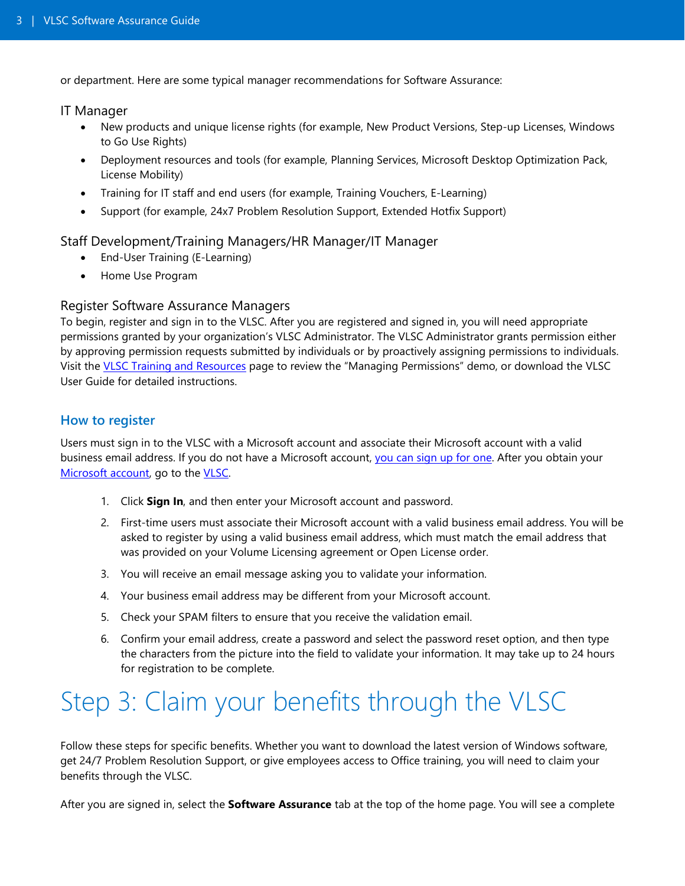or department. Here are some typical manager recommendations for Software Assurance:

### IT Manager

- New products and unique license rights (for example, New Product Versions, Step-up Licenses, Windows to Go Use Rights)
- Deployment resources and tools (for example, Planning Services, Microsoft Desktop Optimization Pack, License Mobility)
- Training for IT staff and end users (for example, Training Vouchers, E-Learning)
- Support (for example, 24x7 Problem Resolution Support, Extended Hotfix Support)

### Staff Development/Training Managers/HR Manager/IT Manager

- End-User Training (E-Learning)
- Home Use Program

### Register Software Assurance Managers

To begin, register and sign in to the VLSC. After you are registered and signed in, you will need appropriate permissions granted by your organization's VLSC Administrator. The VLSC Administrator grants permission either by approving permission requests submitted by individuals or by proactively assigning permissions to individuals. Visit the VLSC Training and Resources page to review the "Managing Permissions" demo, or download the VLSC User Guide for detailed instructions.

## How to register

Users must sign in to the VLSC with a Microsoft account and associate their Microsoft account with a valid business email address. If you do not have a Microsoft account, you can sign up for one. After you obtain your Microsoft account, go to the VLSC.

1. Click **Sign In**, and then enter your Microsoft account and password.
2. First-time users must associate their Microsoft account with a valid business email address. You will be asked to register by using a valid business email address, which must match the email address that was provided on your Volume Licensing agreement or Open License order.
3. You will receive an email message asking you to validate your information.
4. Your business email address may be different from your Microsoft account.
5. Check your SPAM filters to ensure that you receive the validation email.
6. Confirm your email address, create a password and select the password reset option, and then type the characters from the picture into the field to validate your information. It may take up to 24 hours for registration to be complete.

# Step 3: Claim your benefits through the VLSC

Follow these steps for specific benefits. Whether you want to download the latest version of Windows software, get 24/7 Problem Resolution Support, or give employees access to Office training, you will need to claim your benefits through the VLSC.

After you are signed in, select the **Software Assurance** tab at the top of the home page. You will see a complete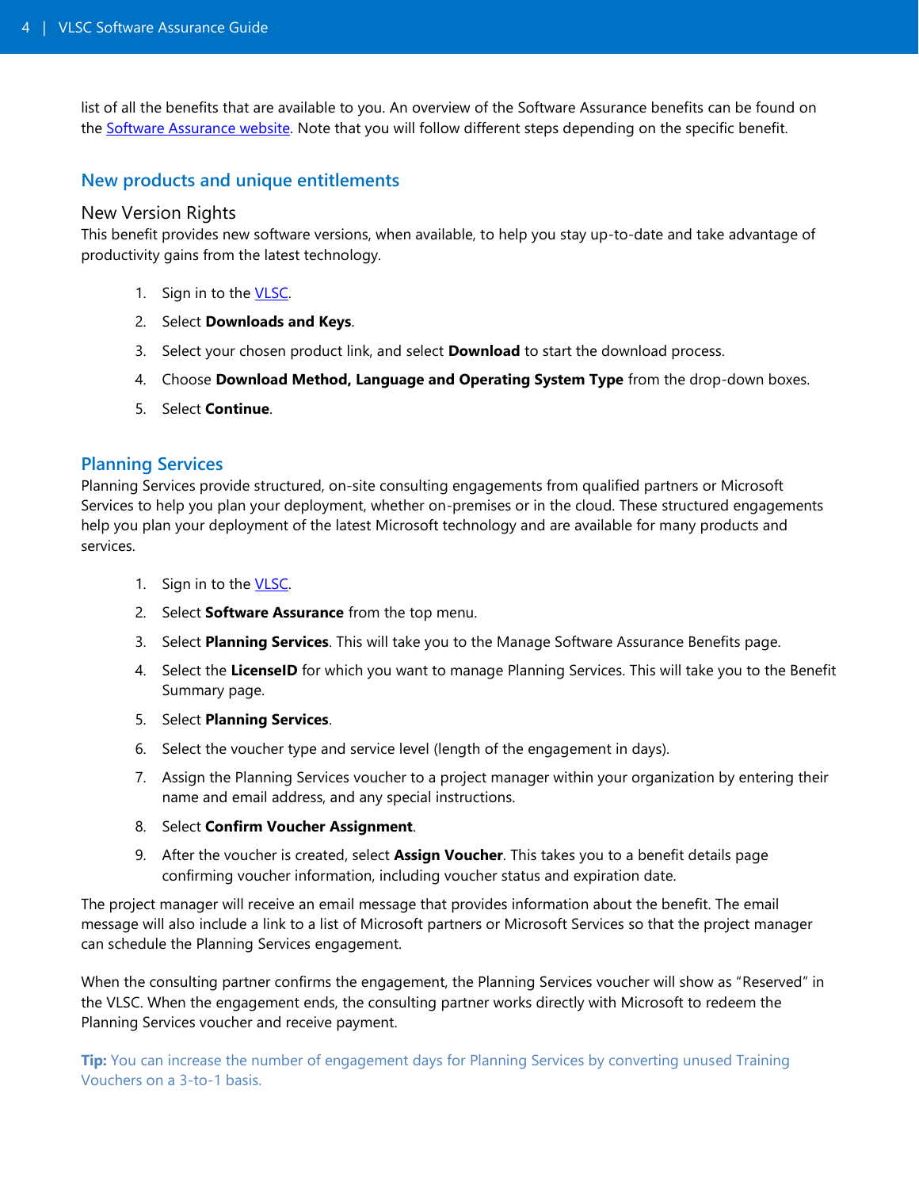list of all the benefits that are available to you. An overview of the Software Assurance benefits can be found on the [Software Assurance website](). Note that you will follow different steps depending on the specific benefit.

## New products and unique entitlements

### New Version Rights

This benefit provides new software versions, when available, to help you stay up-to-date and take advantage of productivity gains from the latest technology.

1. Sign in to the [VLSC]().
2. Select **Downloads and Keys**.
3. Select your chosen product link, and select **Download** to start the download process.
4. Choose **Download Method, Language and Operating System Type** from the drop-down boxes.
5. Select **Continue**.

## Planning Services

Planning Services provide structured, on-site consulting engagements from qualified partners or Microsoft Services to help you plan your deployment, whether on-premises or in the cloud. These structured engagements help you plan your deployment of the latest Microsoft technology and are available for many products and services.

1. Sign in to the [VLSC]().
2. Select **Software Assurance** from the top menu.
3. Select **Planning Services**. This will take you to the Manage Software Assurance Benefits page.
4. Select the **LicenseID** for which you want to manage Planning Services. This will take you to the Benefit Summary page.
5. Select **Planning Services**.
6. Select the voucher type and service level (length of the engagement in days).
7. Assign the Planning Services voucher to a project manager within your organization by entering their name and email address, and any special instructions.
8. Select **Confirm Voucher Assignment**.
9. After the voucher is created, select **Assign Voucher**. This takes you to a benefit details page confirming voucher information, including voucher status and expiration date.

The project manager will receive an email message that provides information about the benefit. The email message will also include a link to a list of Microsoft partners or Microsoft Services so that the project manager can schedule the Planning Services engagement.

When the consulting partner confirms the engagement, the Planning Services voucher will show as "Reserved" in the VLSC. When the engagement ends, the consulting partner works directly with Microsoft to redeem the Planning Services voucher and receive payment.

**Tip:** You can increase the number of engagement days for Planning Services by converting unused Training Vouchers on a 3-to-1 basis.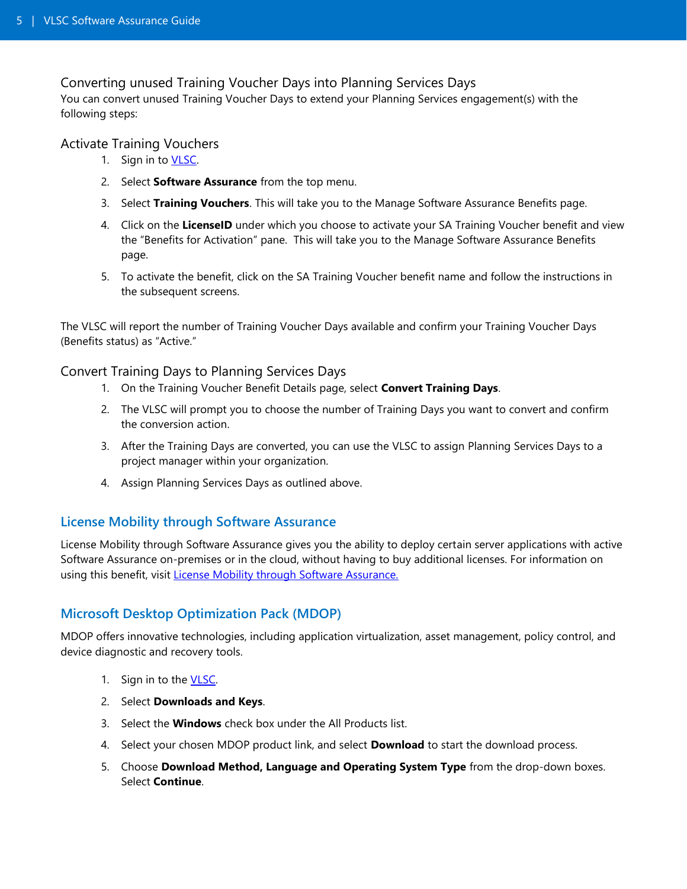### Converting unused Training Voucher Days into Planning Services Days

You can convert unused Training Voucher Days to extend your Planning Services engagement(s) with the following steps:

### Activate Training Vouchers

1. Sign in to VLSC.
2. Select **Software Assurance** from the top menu.
3. Select **Training Vouchers**. This will take you to the Manage Software Assurance Benefits page.
4. Click on the **LicenseID** under which you choose to activate your SA Training Voucher benefit and view the "Benefits for Activation" pane. This will take you to the Manage Software Assurance Benefits page.
5. To activate the benefit, click on the SA Training Voucher benefit name and follow the instructions in the subsequent screens.

The VLSC will report the number of Training Voucher Days available and confirm your Training Voucher Days (Benefits status) as "Active."

### Convert Training Days to Planning Services Days

1. On the Training Voucher Benefit Details page, select **Convert Training Days**.
2. The VLSC will prompt you to choose the number of Training Days you want to convert and confirm the conversion action.
3. After the Training Days are converted, you can use the VLSC to assign Planning Services Days to a project manager within your organization.
4. Assign Planning Services Days as outlined above.

## License Mobility through Software Assurance

License Mobility through Software Assurance gives you the ability to deploy certain server applications with active Software Assurance on-premises or in the cloud, without having to buy additional licenses. For information on using this benefit, visit License Mobility through Software Assurance.

## Microsoft Desktop Optimization Pack (MDOP)

MDOP offers innovative technologies, including application virtualization, asset management, policy control, and device diagnostic and recovery tools.

1. Sign in to the VLSC.
2. Select **Downloads and Keys**.
3. Select the **Windows** check box under the All Products list.
4. Select your chosen MDOP product link, and select **Download** to start the download process.
5. Choose **Download Method, Language and Operating System Type** from the drop-down boxes. Select **Continue**.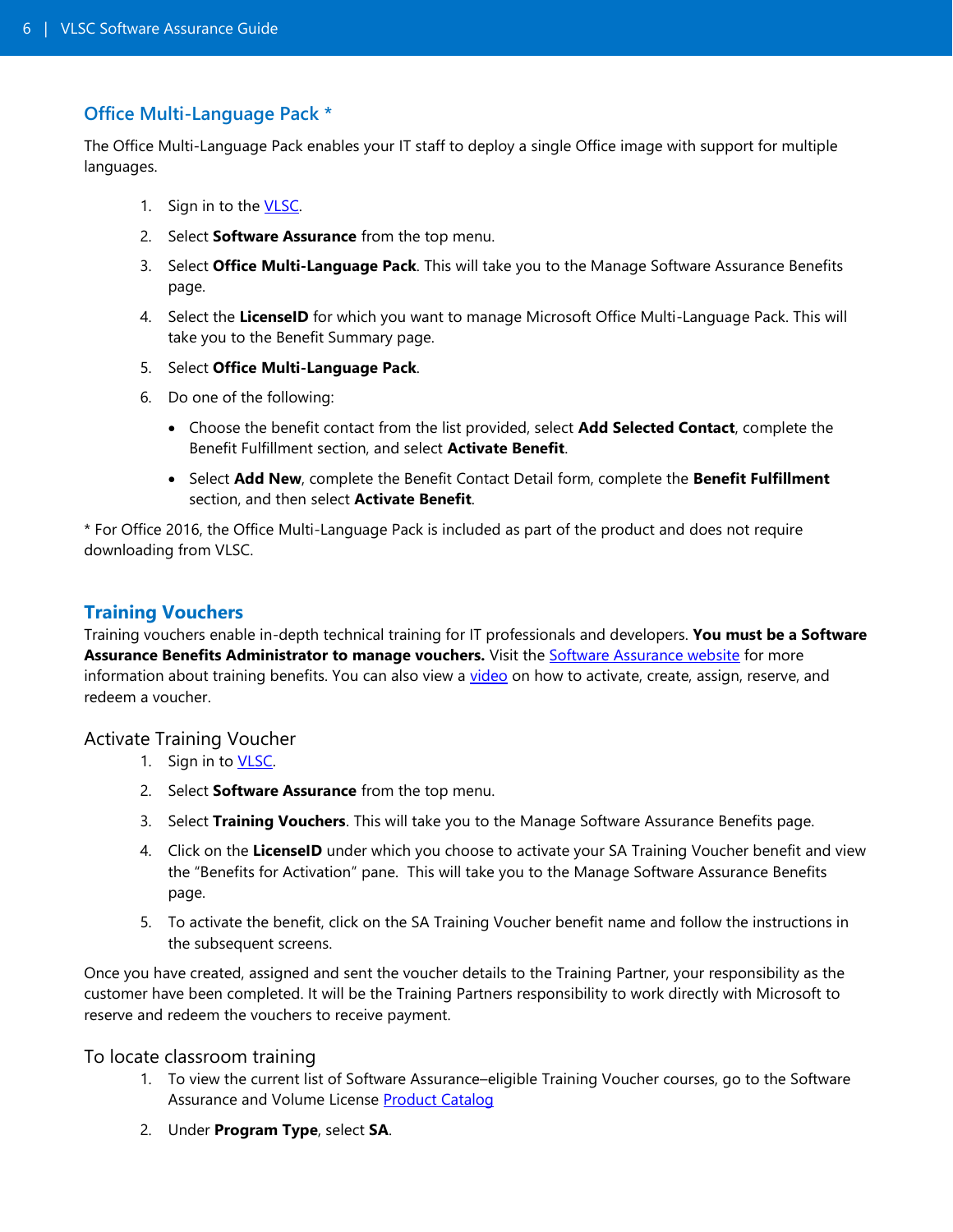## Office Multi-Language Pack *

The Office Multi-Language Pack enables your IT staff to deploy a single Office image with support for multiple languages.

1. Sign in to the [VLSC](VLSC).
2. Select **Software Assurance** from the top menu.
3. Select **Office Multi-Language Pack**. This will take you to the Manage Software Assurance Benefits page.
4. Select the **LicenseID** for which you want to manage Microsoft Office Multi-Language Pack. This will take you to the Benefit Summary page.
5. Select **Office Multi-Language Pack**.
6. Do one of the following:
   - Choose the benefit contact from the list provided, select **Add Selected Contact**, complete the Benefit Fulfillment section, and select **Activate Benefit**.
   - Select **Add New**, complete the Benefit Contact Detail form, complete the **Benefit Fulfillment** section, and then select **Activate Benefit**.

* For Office 2016, the Office Multi-Language Pack is included as part of the product and does not require downloading from VLSC.

## Training Vouchers

Training vouchers enable in-depth technical training for IT professionals and developers. **You must be a Software Assurance Benefits Administrator to manage vouchers.** Visit the Software Assurance website for more information about training benefits. You can also view a video on how to activate, create, assign, reserve, and redeem a voucher.

### Activate Training Voucher

1. Sign in to VLSC.
2. Select **Software Assurance** from the top menu.
3. Select **Training Vouchers**. This will take you to the Manage Software Assurance Benefits page.
4. Click on the **LicenseID** under which you choose to activate your SA Training Voucher benefit and view the “Benefits for Activation” pane. This will take you to the Manage Software Assurance Benefits page.
5. To activate the benefit, click on the SA Training Voucher benefit name and follow the instructions in the subsequent screens.

Once you have created, assigned and sent the voucher details to the Training Partner, your responsibility as the customer have been completed. It will be the Training Partners responsibility to work directly with Microsoft to reserve and redeem the vouchers to receive payment.

### To locate classroom training

1. To view the current list of Software Assurance–eligible Training Voucher courses, go to the Software Assurance and Volume License Product Catalog
2. Under **Program Type**, select **SA**.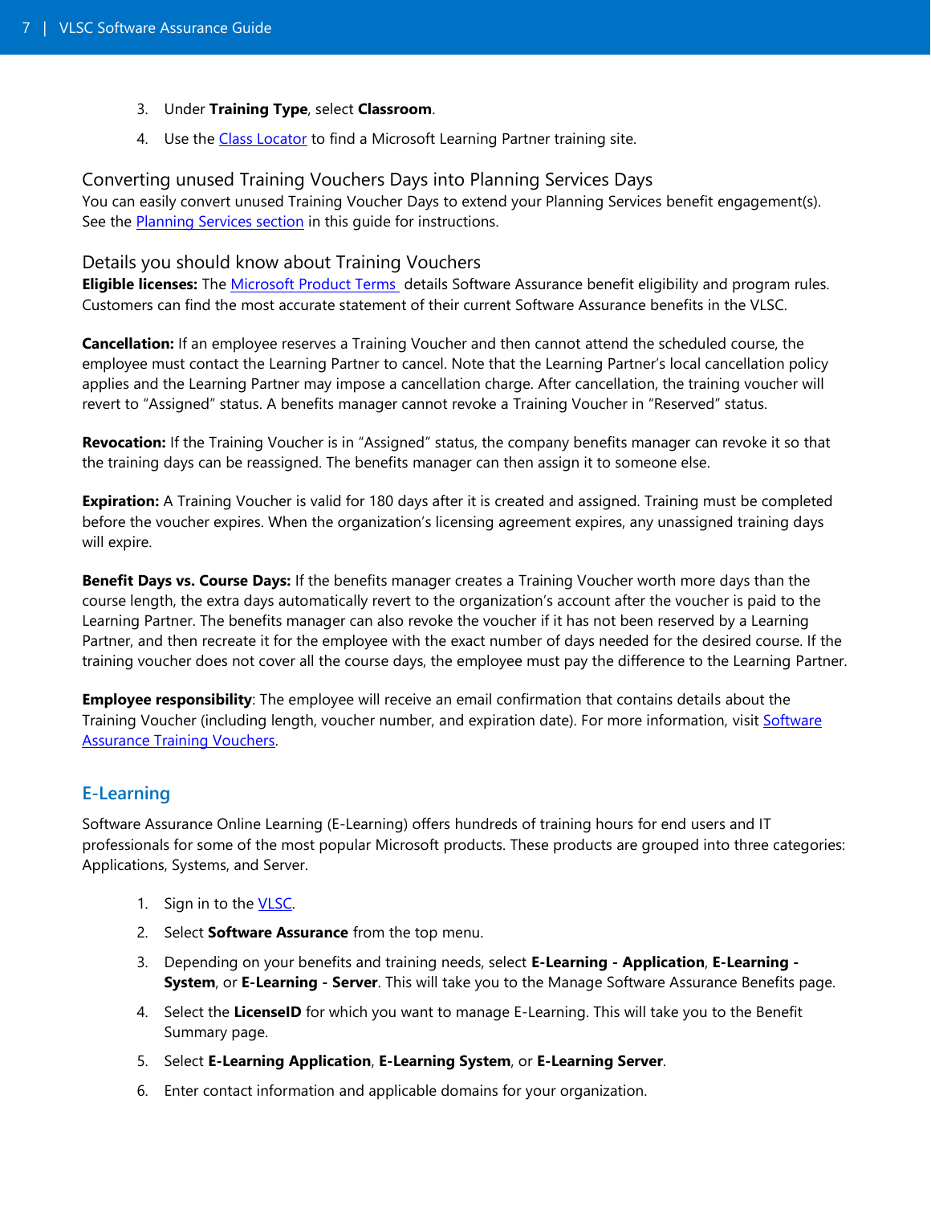3. Under **Training Type**, select **Classroom**.
4. Use the Class Locator to find a Microsoft Learning Partner training site.

### Converting unused Training Vouchers Days into Planning Services Days

You can easily convert unused Training Voucher Days to extend your Planning Services benefit engagement(s). See the Planning Services section in this guide for instructions.

### Details you should know about Training Vouchers

**Eligible licenses:** The Microsoft Product Terms details Software Assurance benefit eligibility and program rules. Customers can find the most accurate statement of their current Software Assurance benefits in the VLSC.

**Cancellation:** If an employee reserves a Training Voucher and then cannot attend the scheduled course, the employee must contact the Learning Partner to cancel. Note that the Learning Partner's local cancellation policy applies and the Learning Partner may impose a cancellation charge. After cancellation, the training voucher will revert to "Assigned" status. A benefits manager cannot revoke a Training Voucher in "Reserved" status.

**Revocation:** If the Training Voucher is in "Assigned" status, the company benefits manager can revoke it so that the training days can be reassigned. The benefits manager can then assign it to someone else.

**Expiration:** A Training Voucher is valid for 180 days after it is created and assigned. Training must be completed before the voucher expires. When the organization's licensing agreement expires, any unassigned training days will expire.

**Benefit Days vs. Course Days:** If the benefits manager creates a Training Voucher worth more days than the course length, the extra days automatically revert to the organization's account after the voucher is paid to the Learning Partner. The benefits manager can also revoke the voucher if it has not been reserved by a Learning Partner, and then recreate it for the employee with the exact number of days needed for the desired course. If the training voucher does not cover all the course days, the employee must pay the difference to the Learning Partner.

**Employee responsibility**: The employee will receive an email confirmation that contains details about the Training Voucher (including length, voucher number, and expiration date). For more information, visit Software Assurance Training Vouchers.

## E-Learning

Software Assurance Online Learning (E-Learning) offers hundreds of training hours for end users and IT professionals for some of the most popular Microsoft products. These products are grouped into three categories: Applications, Systems, and Server.

1. Sign in to the VLSC.
2. Select **Software Assurance** from the top menu.
3. Depending on your benefits and training needs, select **E-Learning - Application**, **E-Learning - System**, or **E-Learning - Server**. This will take you to the Manage Software Assurance Benefits page.
4. Select the **LicenseID** for which you want to manage E-Learning. This will take you to the Benefit Summary page.
5. Select **E-Learning Application**, **E-Learning System**, or **E-Learning Server**.
6. Enter contact information and applicable domains for your organization.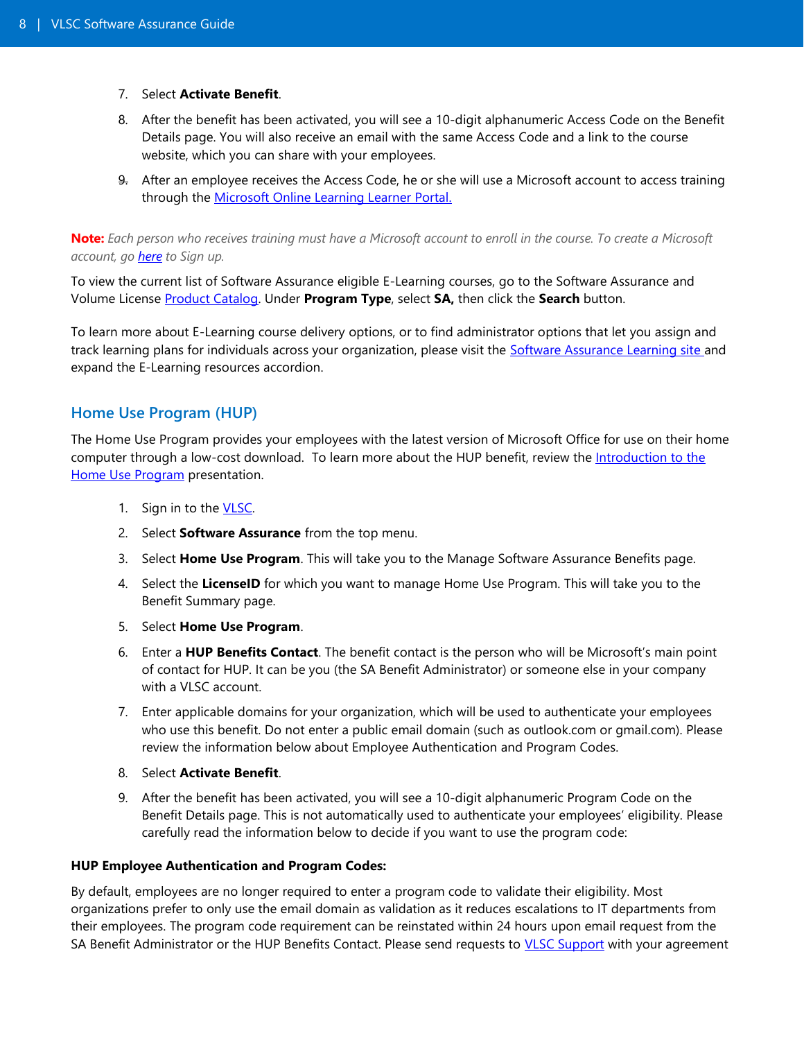7. Select **Activate Benefit**.
8. After the benefit has been activated, you will see a 10-digit alphanumeric Access Code on the Benefit Details page. You will also receive an email with the same Access Code and a link to the course website, which you can share with your employees.
9. After an employee receives the Access Code, he or she will use a Microsoft account to access training through the Microsoft Online Learning Learner Portal.

**Note:** *Each person who receives training must have a Microsoft account to enroll in the course. To create a Microsoft account, go here to Sign up.*

To view the current list of Software Assurance eligible E-Learning courses, go to the Software Assurance and Volume License Product Catalog. Under **Program Type**, select **SA,** then click the **Search** button.

To learn more about E-Learning course delivery options, or to find administrator options that let you assign and track learning plans for individuals across your organization, please visit the Software Assurance Learning site and expand the E-Learning resources accordion.

## Home Use Program (HUP)

The Home Use Program provides your employees with the latest version of Microsoft Office for use on their home computer through a low-cost download. To learn more about the HUP benefit, review the Introduction to the Home Use Program presentation.

1. Sign in to the VLSC.
2. Select **Software Assurance** from the top menu.
3. Select **Home Use Program**. This will take you to the Manage Software Assurance Benefits page.
4. Select the **LicenseID** for which you want to manage Home Use Program. This will take you to the Benefit Summary page.
5. Select **Home Use Program**.
6. Enter a **HUP Benefits Contact**. The benefit contact is the person who will be Microsoft's main point of contact for HUP. It can be you (the SA Benefit Administrator) or someone else in your company with a VLSC account.
7. Enter applicable domains for your organization, which will be used to authenticate your employees who use this benefit. Do not enter a public email domain (such as outlook.com or gmail.com). Please review the information below about Employee Authentication and Program Codes.
8. Select **Activate Benefit**.
9. After the benefit has been activated, you will see a 10-digit alphanumeric Program Code on the Benefit Details page. This is not automatically used to authenticate your employees' eligibility. Please carefully read the information below to decide if you want to use the program code:

**HUP Employee Authentication and Program Codes:**

By default, employees are no longer required to enter a program code to validate their eligibility. Most organizations prefer to only use the email domain as validation as it reduces escalations to IT departments from their employees. The program code requirement can be reinstated within 24 hours upon email request from the SA Benefit Administrator or the HUP Benefits Contact. Please send requests to VLSC Support with your agreement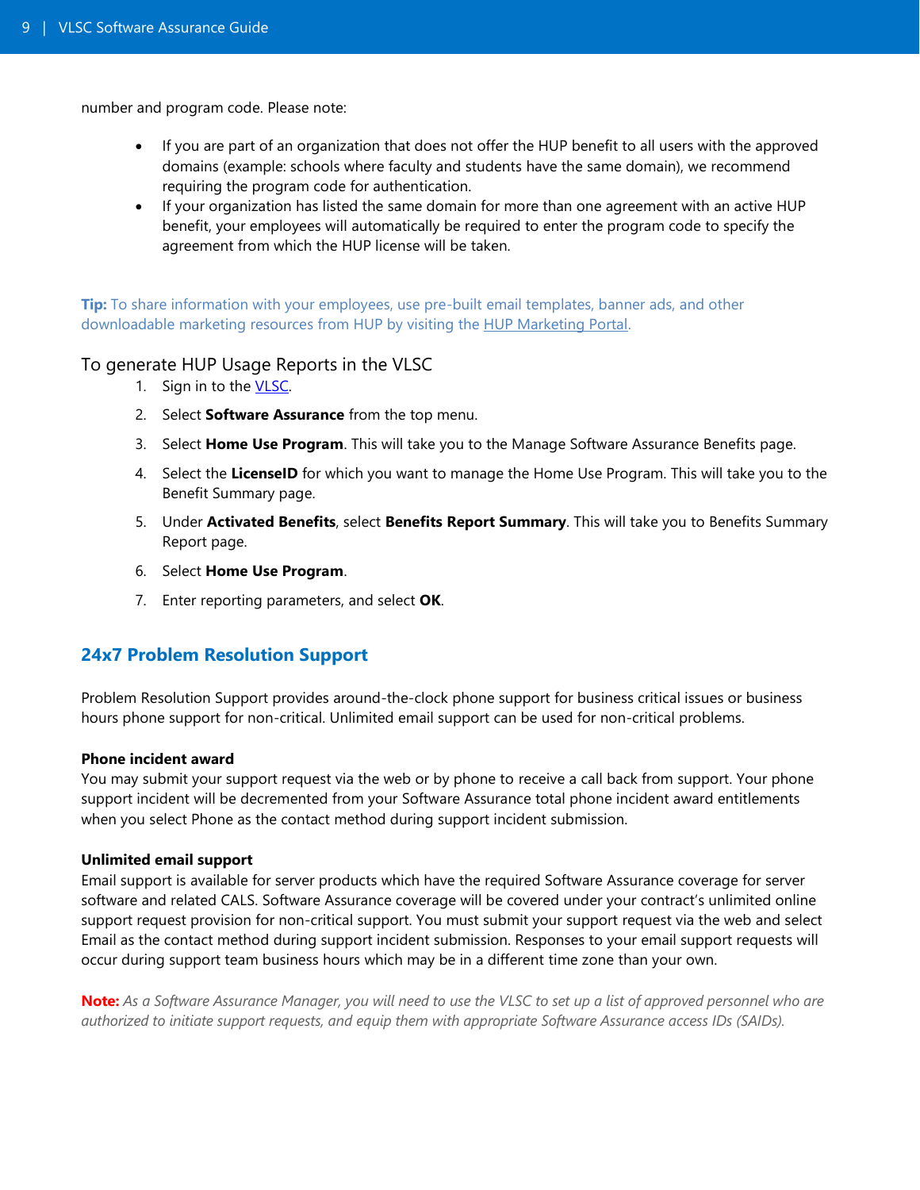number and program code. Please note:

- If you are part of an organization that does not offer the HUP benefit to all users with the approved domains (example: schools where faculty and students have the same domain), we recommend requiring the program code for authentication.
- If your organization has listed the same domain for more than one agreement with an active HUP benefit, your employees will automatically be required to enter the program code to specify the agreement from which the HUP license will be taken.

**Tip:** To share information with your employees, use pre-built email templates, banner ads, and other downloadable marketing resources from HUP by visiting the HUP Marketing Portal.

### To generate HUP Usage Reports in the VLSC

1. Sign in to the VLSC.
2. Select **Software Assurance** from the top menu.
3. Select **Home Use Program**. This will take you to the Manage Software Assurance Benefits page.
4. Select the **LicenseID** for which you want to manage the Home Use Program. This will take you to the Benefit Summary page.
5. Under **Activated Benefits**, select **Benefits Report Summary**. This will take you to Benefits Summary Report page.
6. Select **Home Use Program**.
7. Enter reporting parameters, and select **OK**.

## 24x7 Problem Resolution Support

Problem Resolution Support provides around-the-clock phone support for business critical issues or business hours phone support for non-critical. Unlimited email support can be used for non-critical problems.

**Phone incident award**
You may submit your support request via the web or by phone to receive a call back from support. Your phone support incident will be decremented from your Software Assurance total phone incident award entitlements when you select Phone as the contact method during support incident submission.

**Unlimited email support**
Email support is available for server products which have the required Software Assurance coverage for server software and related CALS. Software Assurance coverage will be covered under your contract's unlimited online support request provision for non-critical support. You must submit your support request via the web and select Email as the contact method during support incident submission. Responses to your email support requests will occur during support team business hours which may be in a different time zone than your own.

**Note:** *As a Software Assurance Manager, you will need to use the VLSC to set up a list of approved personnel who are authorized to initiate support requests, and equip them with appropriate Software Assurance access IDs (SAIDs).*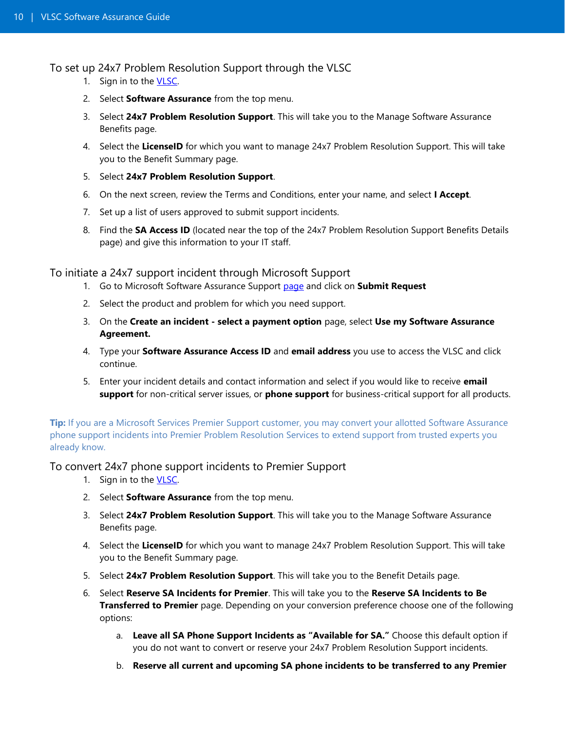### To set up 24x7 Problem Resolution Support through the VLSC

1. Sign in to the VLSC.
2. Select **Software Assurance** from the top menu.
3. Select **24x7 Problem Resolution Support**. This will take you to the Manage Software Assurance Benefits page.
4. Select the **LicenseID** for which you want to manage 24x7 Problem Resolution Support. This will take you to the Benefit Summary page.
5. Select **24x7 Problem Resolution Support**.
6. On the next screen, review the Terms and Conditions, enter your name, and select **I Accept**.
7. Set up a list of users approved to submit support incidents.
8. Find the **SA Access ID** (located near the top of the 24x7 Problem Resolution Support Benefits Details page) and give this information to your IT staff.

### To initiate a 24x7 support incident through Microsoft Support

1. Go to Microsoft Software Assurance Support page and click on **Submit Request**
2. Select the product and problem for which you need support.
3. On the **Create an incident - select a payment option** page, select **Use my Software Assurance Agreement.**
4. Type your **Software Assurance Access ID** and **email address** you use to access the VLSC and click continue.
5. Enter your incident details and contact information and select if you would like to receive **email support** for non-critical server issues, or **phone support** for business-critical support for all products.

**Tip:** If you are a Microsoft Services Premier Support customer, you may convert your allotted Software Assurance phone support incidents into Premier Problem Resolution Services to extend support from trusted experts you already know.

### To convert 24x7 phone support incidents to Premier Support

1. Sign in to the VLSC.
2. Select **Software Assurance** from the top menu.
3. Select **24x7 Problem Resolution Support**. This will take you to the Manage Software Assurance Benefits page.
4. Select the **LicenseID** for which you want to manage 24x7 Problem Resolution Support. This will take you to the Benefit Summary page.
5. Select **24x7 Problem Resolution Support**. This will take you to the Benefit Details page.
6. Select **Reserve SA Incidents for Premier**. This will take you to the **Reserve SA Incidents to Be Transferred to Premier** page. Depending on your conversion preference choose one of the following options:
   a. **Leave all SA Phone Support Incidents as "Available for SA."** Choose this default option if you do not want to convert or reserve your 24x7 Problem Resolution Support incidents.
   b. **Reserve all current and upcoming SA phone incidents to be transferred to any Premier**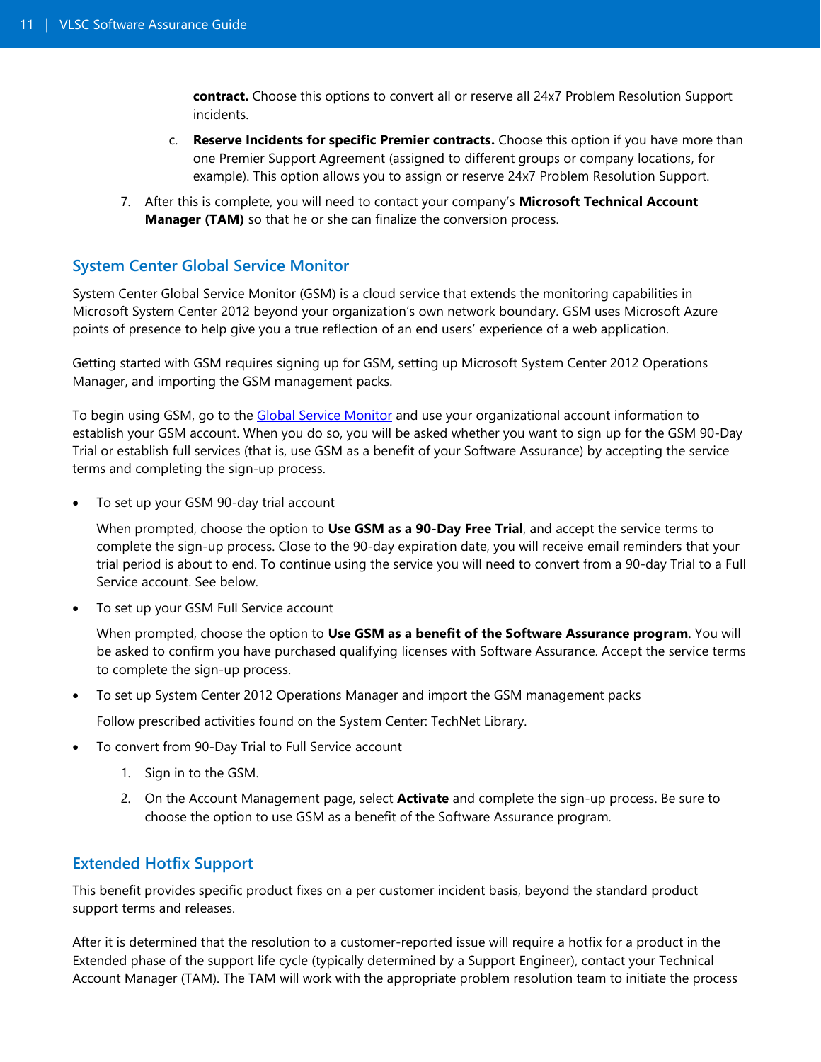**contract.** Choose this options to convert all or reserve all 24x7 Problem Resolution Support incidents.

   c. **Reserve Incidents for specific Premier contracts.** Choose this option if you have more than one Premier Support Agreement (assigned to different groups or company locations, for example). This option allows you to assign or reserve 24x7 Problem Resolution Support.

7. After this is complete, you will need to contact your company's **Microsoft Technical Account Manager (TAM)** so that he or she can finalize the conversion process.

## System Center Global Service Monitor

System Center Global Service Monitor (GSM) is a cloud service that extends the monitoring capabilities in Microsoft System Center 2012 beyond your organization's own network boundary. GSM uses Microsoft Azure points of presence to help give you a true reflection of an end users' experience of a web application.

Getting started with GSM requires signing up for GSM, setting up Microsoft System Center 2012 Operations Manager, and importing the GSM management packs.

To begin using GSM, go to the Global Service Monitor and use your organizational account information to establish your GSM account. When you do so, you will be asked whether you want to sign up for the GSM 90-Day Trial or establish full services (that is, use GSM as a benefit of your Software Assurance) by accepting the service terms and completing the sign-up process.

- To set up your GSM 90-day trial account

  When prompted, choose the option to **Use GSM as a 90-Day Free Trial**, and accept the service terms to complete the sign-up process. Close to the 90-day expiration date, you will receive email reminders that your trial period is about to end. To continue using the service you will need to convert from a 90-day Trial to a Full Service account. See below.

- To set up your GSM Full Service account

  When prompted, choose the option to **Use GSM as a benefit of the Software Assurance program**. You will be asked to confirm you have purchased qualifying licenses with Software Assurance. Accept the service terms to complete the sign-up process.

- To set up System Center 2012 Operations Manager and import the GSM management packs

  Follow prescribed activities found on the System Center: TechNet Library.

- To convert from 90-Day Trial to Full Service account

  1. Sign in to the GSM.
  2. On the Account Management page, select **Activate** and complete the sign-up process. Be sure to choose the option to use GSM as a benefit of the Software Assurance program.

## Extended Hotfix Support

This benefit provides specific product fixes on a per customer incident basis, beyond the standard product support terms and releases.

After it is determined that the resolution to a customer-reported issue will require a hotfix for a product in the Extended phase of the support life cycle (typically determined by a Support Engineer), contact your Technical Account Manager (TAM). The TAM will work with the appropriate problem resolution team to initiate the process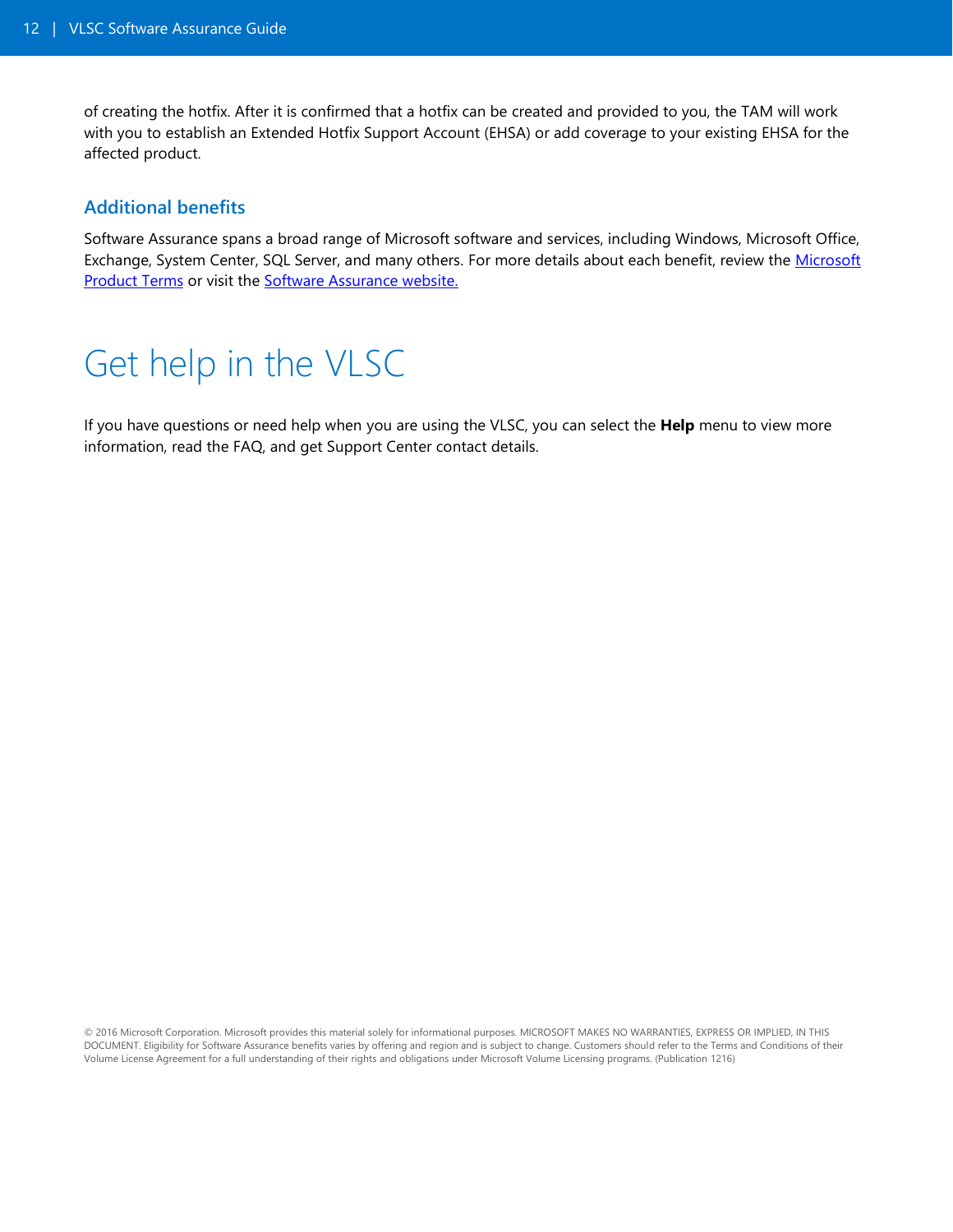of creating the hotfix. After it is confirmed that a hotfix can be created and provided to you, the TAM will work with you to establish an Extended Hotfix Support Account (EHSA) or add coverage to your existing EHSA for the affected product.

### Additional benefits

Software Assurance spans a broad range of Microsoft software and services, including Windows, Microsoft Office, Exchange, System Center, SQL Server, and many others. For more details about each benefit, review the Microsoft Product Terms or visit the Software Assurance website.

# Get help in the VLSC

If you have questions or need help when you are using the VLSC, you can select the **Help** menu to view more information, read the FAQ, and get Support Center contact details.

© 2016 Microsoft Corporation. Microsoft provides this material solely for informational purposes. MICROSOFT MAKES NO WARRANTIES, EXPRESS OR IMPLIED, IN THIS DOCUMENT. Eligibility for Software Assurance benefits varies by offering and region and is subject to change. Customers should refer to the Terms and Conditions of their Volume License Agreement for a full understanding of their rights and obligations under Microsoft Volume Licensing programs. (Publication 1216)